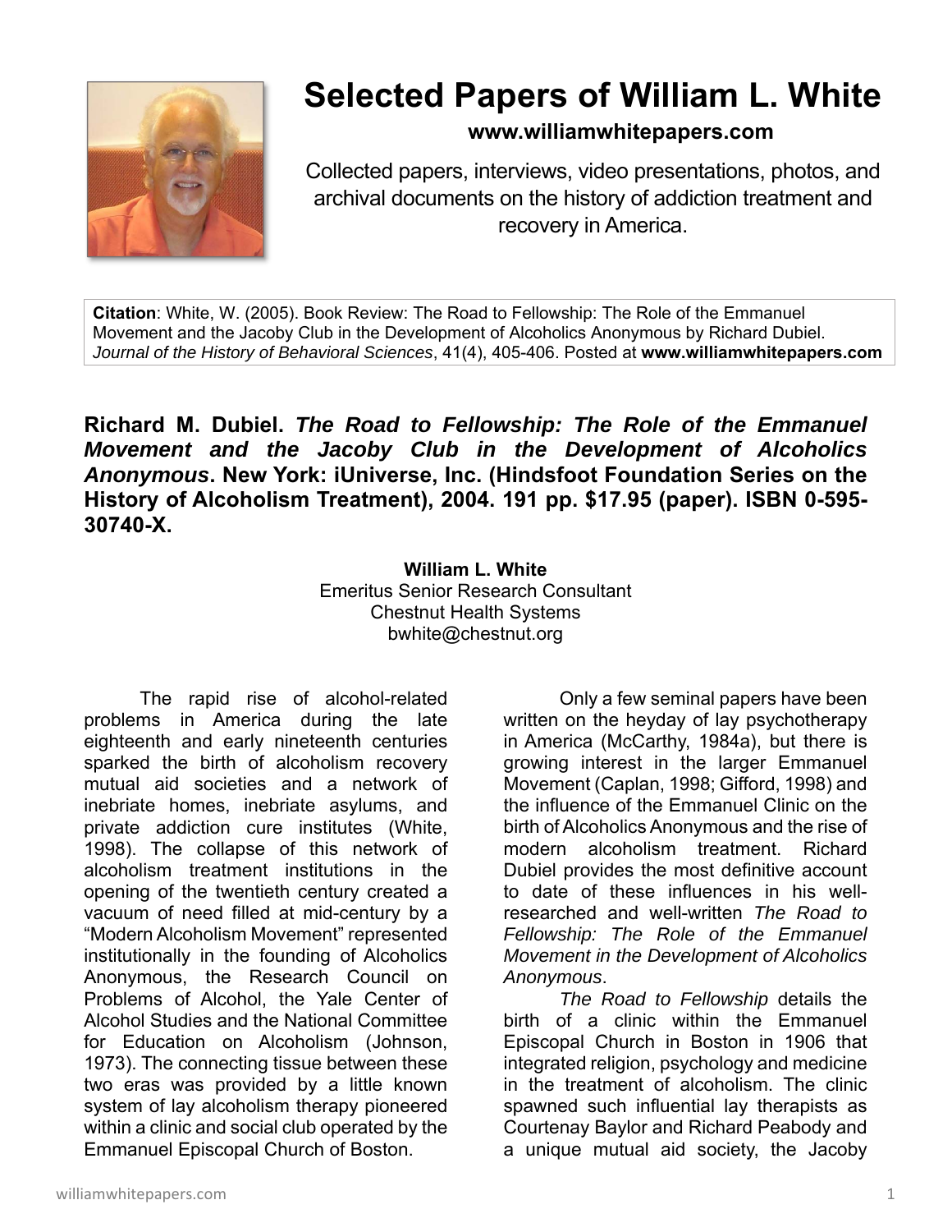# Selected Papers of William L. White

**www.williamwhitepapers.com**

Collected papers, interviews, video presentations, photos, and archival documents on the history of addiction treatment and recovery in America.

**Citation**: White, W. (2005). Book Review: The Road to Fellowship: The Role of the Emmanuel Movement and the Jacoby Club in the Development of Alcoholics Anonymous by Richard Dubiel. *Journal of the History of Behavioral Sciences*, 41(4), 405-406. Posted at **www.williamwhitepapers.com**

**Richard M. Dubiel. *The Road to Fellowship: The Role of the Emmanuel Movement and the Jacoby Club in the Development of Alcoholics Anonymous*. New York: iUniverse, Inc. (Hindsfoot Foundation Series on the History of Alcoholism Treatment), 2004. 191 pp. $17.95 (paper). ISBN 0-595-30740-X.**

**William L. White**
Emeritus Senior Research Consultant
Chestnut Health Systems
bwhite@chestnut.org

The rapid rise of alcohol-related problems in America during the late eighteenth and early nineteenth centuries sparked the birth of alcoholism recovery mutual aid societies and a network of inebriate homes, inebriate asylums, and private addiction cure institutes (White, 1998). The collapse of this network of alcoholism treatment institutions in the opening of the twentieth century created a vacuum of need filled at mid-century by a "Modern Alcoholism Movement" represented institutionally in the founding of Alcoholics Anonymous, the Research Council on Problems of Alcohol, the Yale Center of Alcohol Studies and the National Committee for Education on Alcoholism (Johnson, 1973). The connecting tissue between these two eras was provided by a little known system of lay alcoholism therapy pioneered within a clinic and social club operated by the Emmanuel Episcopal Church of Boston.

Only a few seminal papers have been written on the heyday of lay psychotherapy in America (McCarthy, 1984a), but there is growing interest in the larger Emmanuel Movement (Caplan, 1998; Gifford, 1998) and the influence of the Emmanuel Clinic on the birth of Alcoholics Anonymous and the rise of modern alcoholism treatment. Richard Dubiel provides the most definitive account to date of these influences in his well-researched and well-written *The Road to Fellowship: The Role of the Emmanuel Movement in the Development of Alcoholics Anonymous*.

*The Road to Fellowship* details the birth of a clinic within the Emmanuel Episcopal Church in Boston in 1906 that integrated religion, psychology and medicine in the treatment of alcoholism. The clinic spawned such influential lay therapists as Courtenay Baylor and Richard Peabody and a unique mutual aid society, the Jacoby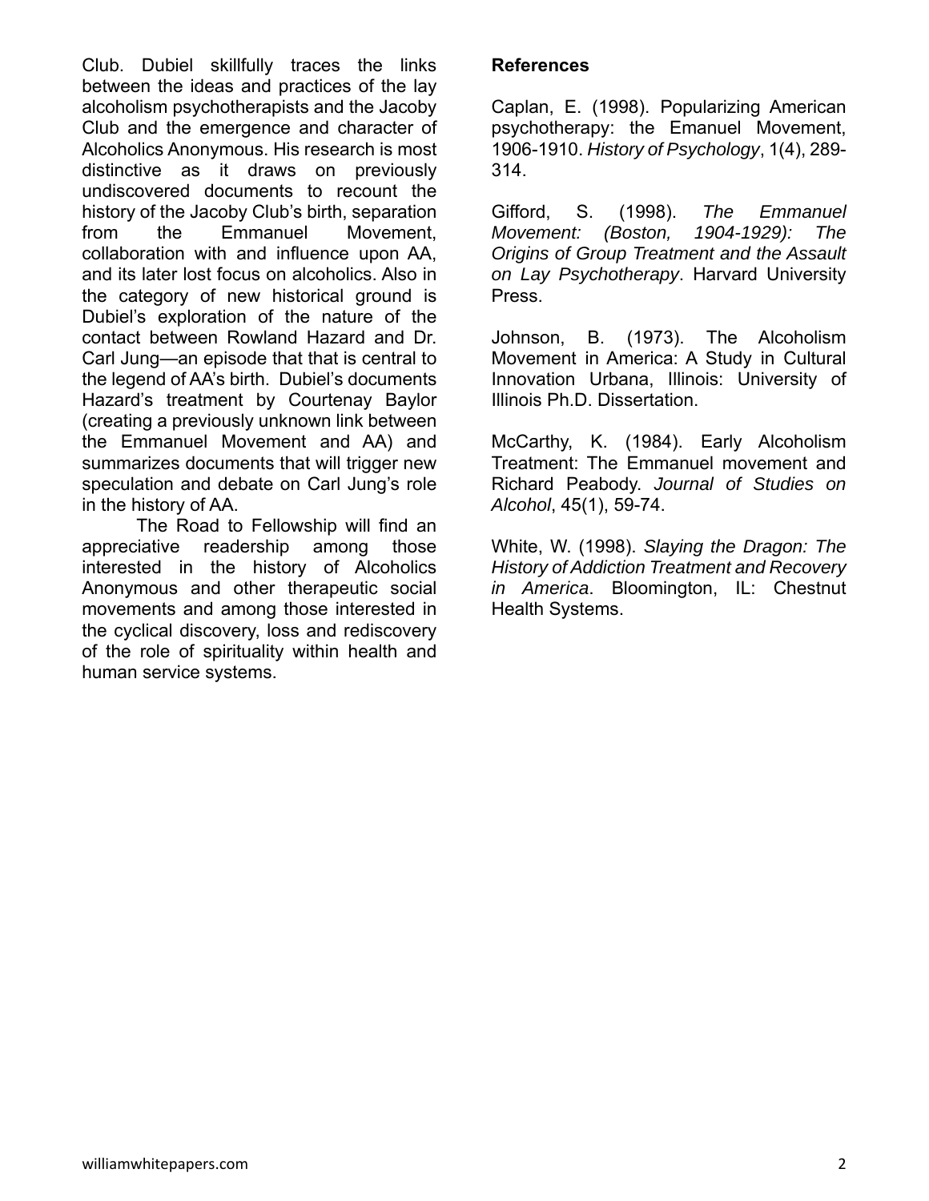Club. Dubiel skillfully traces the links between the ideas and practices of the lay alcoholism psychotherapists and the Jacoby Club and the emergence and character of Alcoholics Anonymous. His research is most distinctive as it draws on previously undiscovered documents to recount the history of the Jacoby Club's birth, separation from the Emmanuel Movement, collaboration with and influence upon AA, and its later lost focus on alcoholics. Also in the category of new historical ground is Dubiel's exploration of the nature of the contact between Rowland Hazard and Dr. Carl Jung—an episode that that is central to the legend of AA's birth. Dubiel's documents Hazard's treatment by Courtenay Baylor (creating a previously unknown link between the Emmanuel Movement and AA) and summarizes documents that will trigger new speculation and debate on Carl Jung's role in the history of AA.

The Road to Fellowship will find an appreciative readership among those interested in the history of Alcoholics Anonymous and other therapeutic social movements and among those interested in the cyclical discovery, loss and rediscovery of the role of spirituality within health and human service systems.

**References**

Caplan, E. (1998). Popularizing American psychotherapy: the Emanuel Movement, 1906-1910. *History of Psychology*, 1(4), 289-314.

Gifford, S. (1998). *The Emmanuel Movement: (Boston, 1904-1929): The Origins of Group Treatment and the Assault on Lay Psychotherapy*. Harvard University Press.

Johnson, B. (1973). The Alcoholism Movement in America: A Study in Cultural Innovation Urbana, Illinois: University of Illinois Ph.D. Dissertation.

McCarthy, K. (1984). Early Alcoholism Treatment: The Emmanuel movement and Richard Peabody. *Journal of Studies on Alcohol*, 45(1), 59-74.

White, W. (1998). *Slaying the Dragon: The History of Addiction Treatment and Recovery in America*. Bloomington, IL: Chestnut Health Systems.